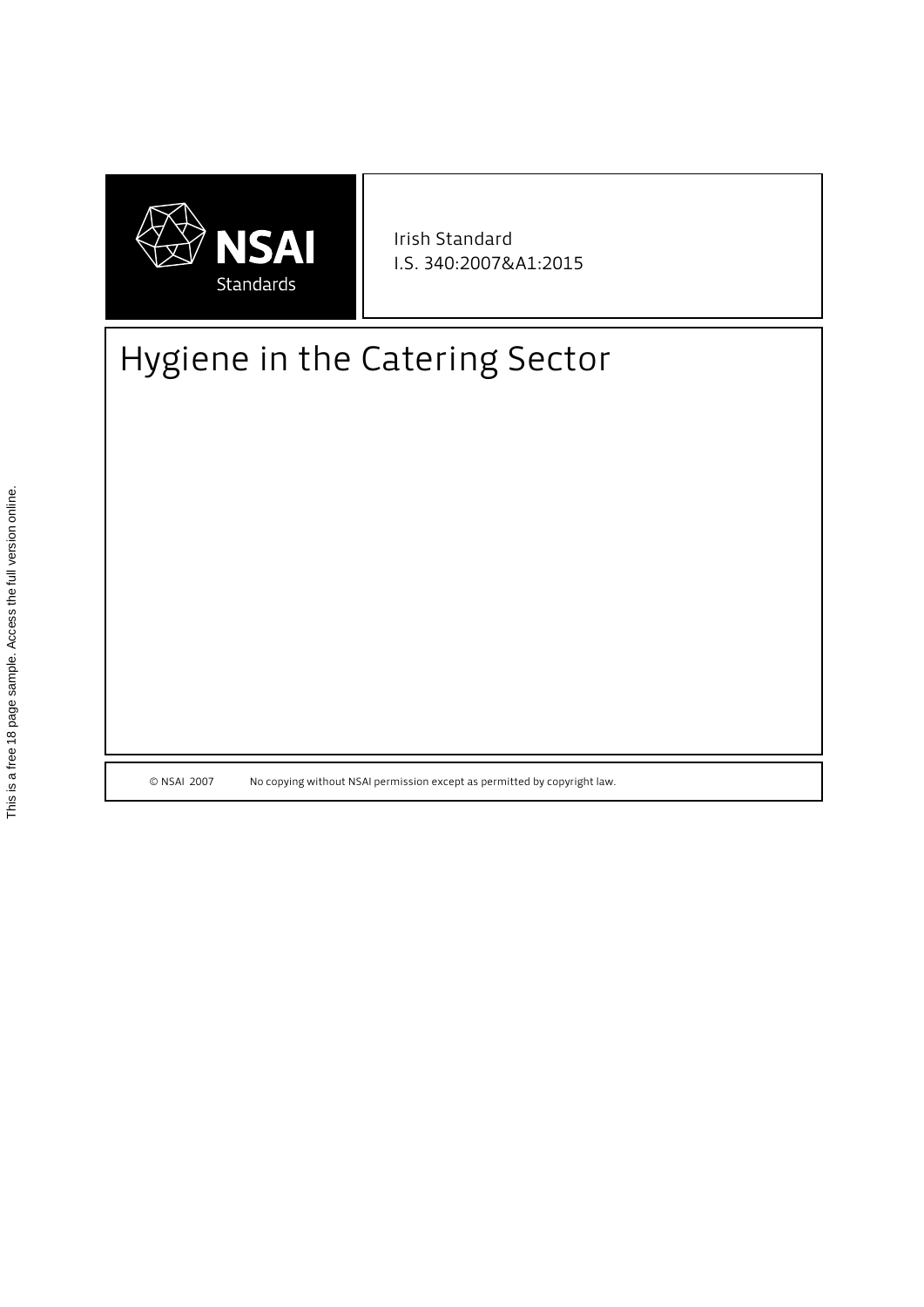NSAI Standards

Irish Standard
I.S. 340:2007&A1:2015

# Hygiene in the Catering Sector

© NSAI 2007 No copying without NSAI permission except as permitted by copyright law.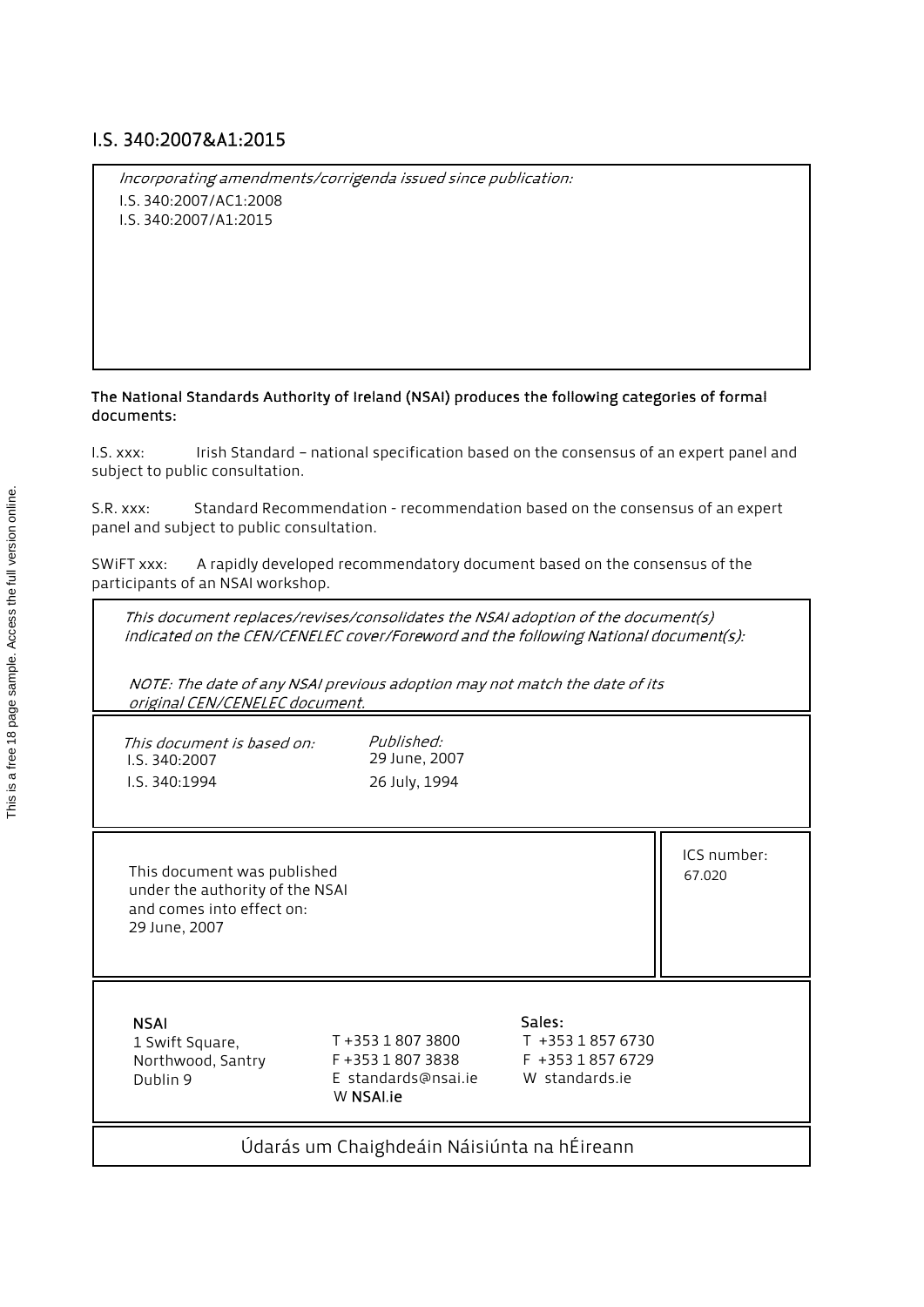# I.S. 340:2007&A1:2015

*Incorporating amendments/corrigenda issued since publication:*

I.S. 340:2007/AC1:2008

I.S. 340:2007/A1:2015

**The National Standards Authority of Ireland (NSAI) produces the following categories of formal documents:**

I.S. xxx: Irish Standard – national specification based on the consensus of an expert panel and subject to public consultation.

S.R. xxx: Standard Recommendation - recommendation based on the consensus of an expert panel and subject to public consultation.

SWiFT xxx: A rapidly developed recommendatory document based on the consensus of the participants of an NSAI workshop.

*This document replaces/revises/consolidates the NSAI adoption of the document(s) indicated on the CEN/CENELEC cover/Foreword and the following National document(s):*

*NOTE: The date of any NSAI previous adoption may not match the date of its original CEN/CENELEC document.*

| *This document is based on:* | *Published:* |
| --- | --- |
| I.S. 340:2007 | 29 June, 2007 |
| I.S. 340:1994 | 26 July, 1994 |

This document was published under the authority of the NSAI and comes into effect on:
29 June, 2007

ICS number:
67.020

**NSAI**
1 Swift Square,
Northwood, Santry
Dublin 9

T +353 1 807 3800
F +353 1 807 3838
E standards@nsai.ie
W **NSAI.ie**

**Sales:**
T +353 1 857 6730
F +353 1 857 6729
W standards.ie

Údarás um Chaighdeáin Náisiúnta na hÉireann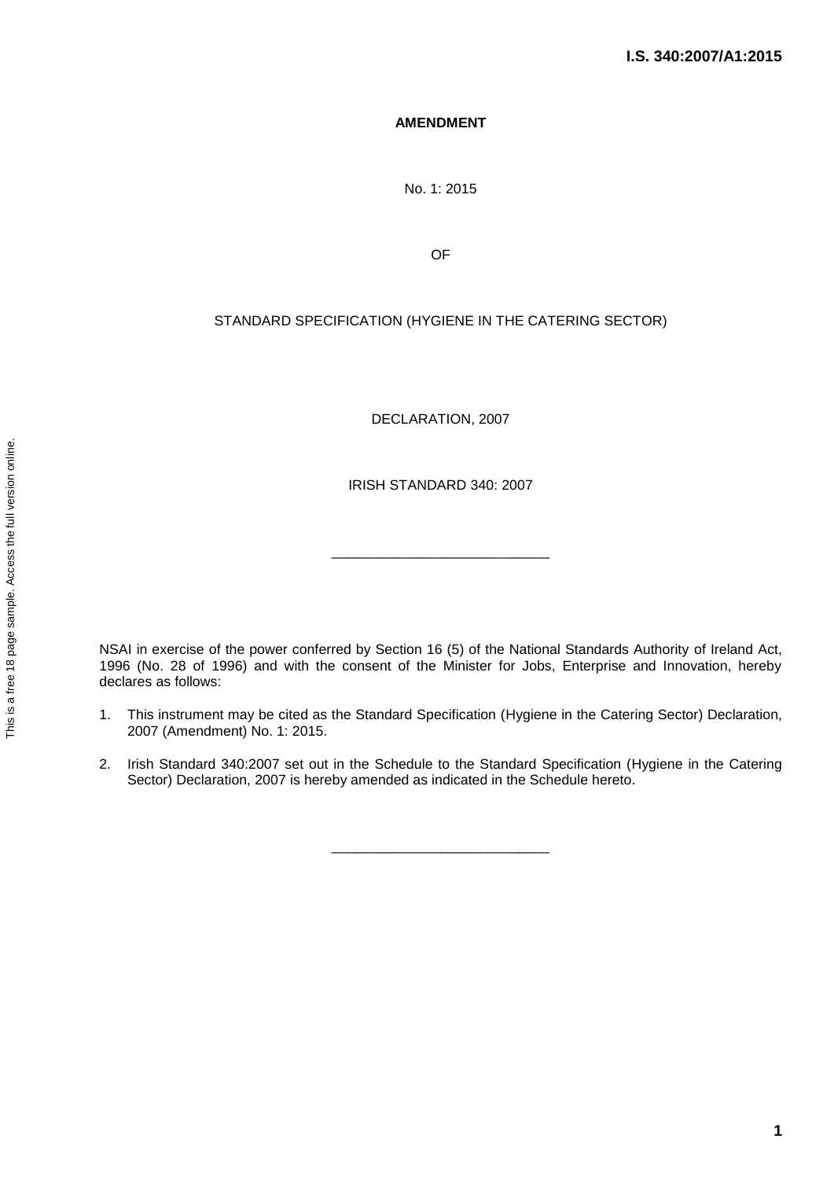**AMENDMENT**

No. 1: 2015

OF

STANDARD SPECIFICATION (HYGIENE IN THE CATERING SECTOR)

DECLARATION, 2007

IRISH STANDARD 340: 2007

---

NSAI in exercise of the power conferred by Section 16 (5) of the National Standards Authority of Ireland Act, 1996 (No. 28 of 1996) and with the consent of the Minister for Jobs, Enterprise and Innovation, hereby declares as follows:

1. This instrument may be cited as the Standard Specification (Hygiene in the Catering Sector) Declaration, 2007 (Amendment) No. 1: 2015.

2. Irish Standard 340:2007 set out in the Schedule to the Standard Specification (Hygiene in the Catering Sector) Declaration, 2007 is hereby amended as indicated in the Schedule hereto.

---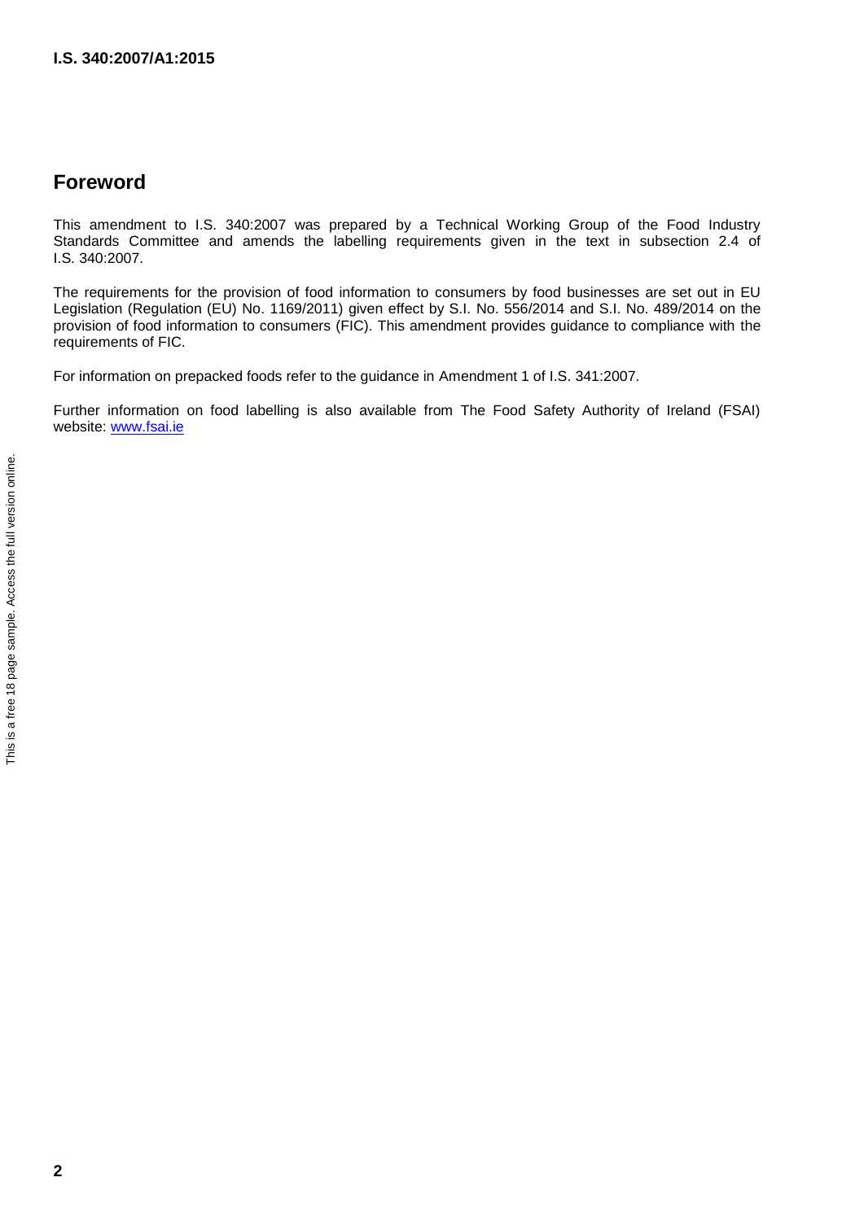## Foreword

This amendment to I.S. 340:2007 was prepared by a Technical Working Group of the Food Industry Standards Committee and amends the labelling requirements given in the text in subsection 2.4 of I.S. 340:2007.

The requirements for the provision of food information to consumers by food businesses are set out in EU Legislation (Regulation (EU) No. 1169/2011) given effect by S.I. No. 556/2014 and S.I. No. 489/2014 on the provision of food information to consumers (FIC). This amendment provides guidance to compliance with the requirements of FIC.

For information on prepacked foods refer to the guidance in Amendment 1 of I.S. 341:2007.

Further information on food labelling is also available from The Food Safety Authority of Ireland (FSAI) website: www.fsai.ie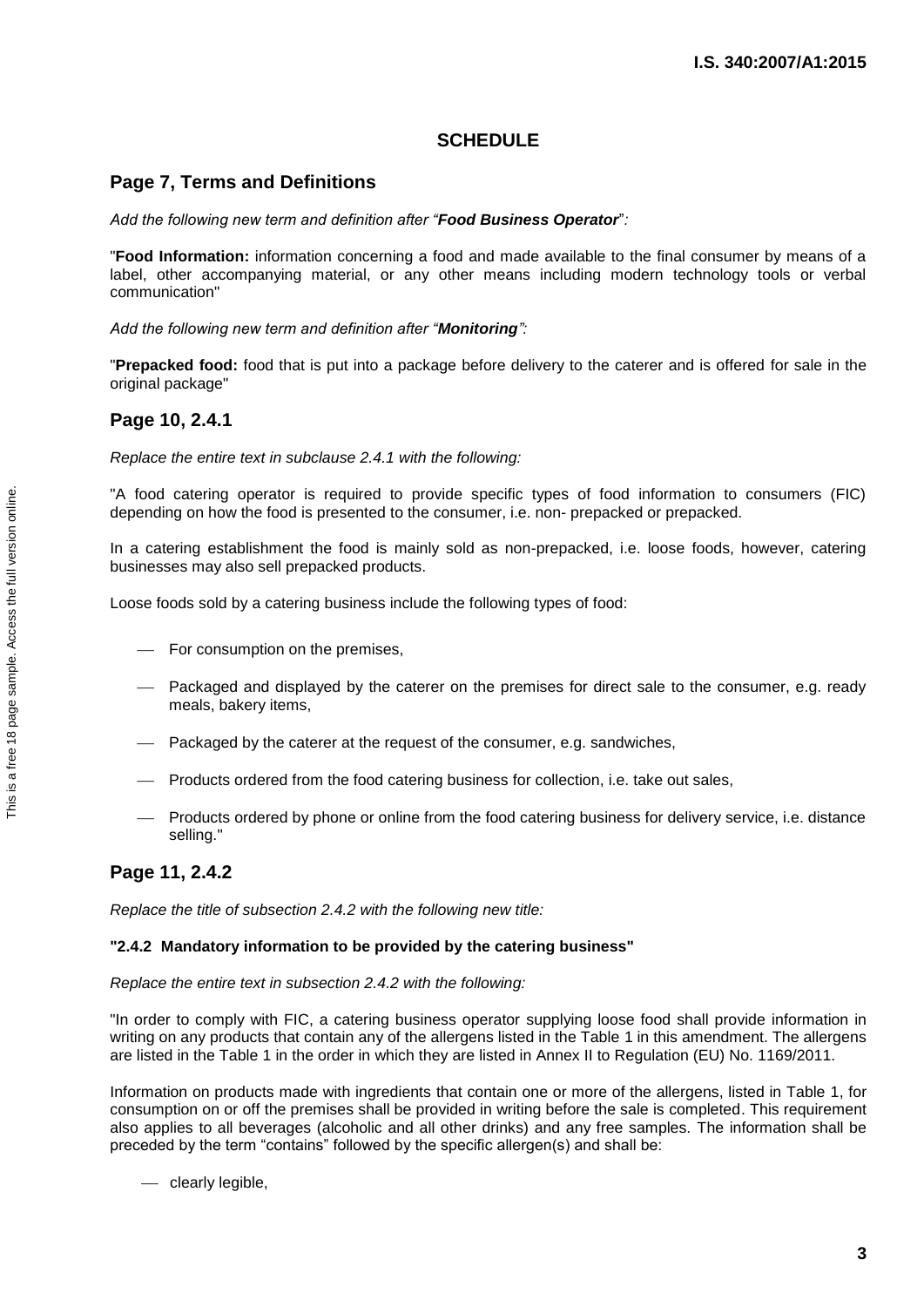## SCHEDULE

### Page 7, Terms and Definitions

*Add the following new term and definition after "**Food Business Operator**":*

"**Food Information:** information concerning a food and made available to the final consumer by means of a label, other accompanying material, or any other means including modern technology tools or verbal communication"

*Add the following new term and definition after "**Monitoring**":*

"**Prepacked food:** food that is put into a package before delivery to the caterer and is offered for sale in the original package"

### Page 10, 2.4.1

*Replace the entire text in subclause 2.4.1 with the following:*

"A food catering operator is required to provide specific types of food information to consumers (FIC) depending on how the food is presented to the consumer, i.e. non- prepacked or prepacked.

In a catering establishment the food is mainly sold as non-prepacked, i.e. loose foods, however, catering businesses may also sell prepacked products.

Loose foods sold by a catering business include the following types of food:

- For consumption on the premises,
- Packaged and displayed by the caterer on the premises for direct sale to the consumer, e.g. ready meals, bakery items,
- Packaged by the caterer at the request of the consumer, e.g. sandwiches,
- Products ordered from the food catering business for collection, i.e. take out sales,
- Products ordered by phone or online from the food catering business for delivery service, i.e. distance selling."

### Page 11, 2.4.2

*Replace the title of subsection 2.4.2 with the following new title:*

**"2.4.2 Mandatory information to be provided by the catering business"**

*Replace the entire text in subsection 2.4.2 with the following:*

"In order to comply with FIC, a catering business operator supplying loose food shall provide information in writing on any products that contain any of the allergens listed in the Table 1 in this amendment. The allergens are listed in the Table 1 in the order in which they are listed in Annex II to Regulation (EU) No. 1169/2011.

Information on products made with ingredients that contain one or more of the allergens, listed in Table 1, for consumption on or off the premises shall be provided in writing before the sale is completed. This requirement also applies to all beverages (alcoholic and all other drinks) and any free samples. The information shall be preceded by the term "contains" followed by the specific allergen(s) and shall be:

- clearly legible,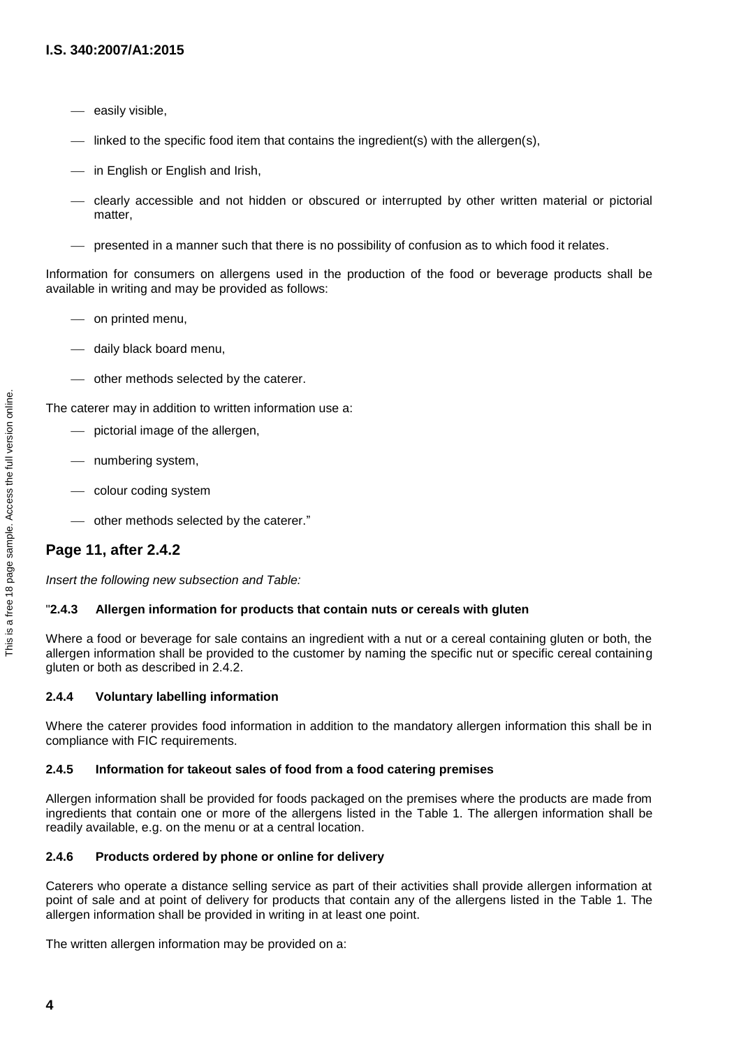- easily visible,
- linked to the specific food item that contains the ingredient(s) with the allergen(s),
- in English or English and Irish,
- clearly accessible and not hidden or obscured or interrupted by other written material or pictorial matter,
- presented in a manner such that there is no possibility of confusion as to which food it relates.

Information for consumers on allergens used in the production of the food or beverage products shall be available in writing and may be provided as follows:

- on printed menu,
- daily black board menu,
- other methods selected by the caterer.

The caterer may in addition to written information use a:

- pictorial image of the allergen,
- numbering system,
- colour coding system
- other methods selected by the caterer."

## Page 11, after 2.4.2

*Insert the following new subsection and Table:*

"**2.4.3 Allergen information for products that contain nuts or cereals with gluten**

Where a food or beverage for sale contains an ingredient with a nut or a cereal containing gluten or both, the allergen information shall be provided to the customer by naming the specific nut or specific cereal containing gluten or both as described in 2.4.2.

**2.4.4 Voluntary labelling information**

Where the caterer provides food information in addition to the mandatory allergen information this shall be in compliance with FIC requirements.

**2.4.5 Information for takeout sales of food from a food catering premises**

Allergen information shall be provided for foods packaged on the premises where the products are made from ingredients that contain one or more of the allergens listed in the Table 1. The allergen information shall be readily available, e.g. on the menu or at a central location.

**2.4.6 Products ordered by phone or online for delivery**

Caterers who operate a distance selling service as part of their activities shall provide allergen information at point of sale and at point of delivery for products that contain any of the allergens listed in the Table 1. The allergen information shall be provided in writing in at least one point.

The written allergen information may be provided on a: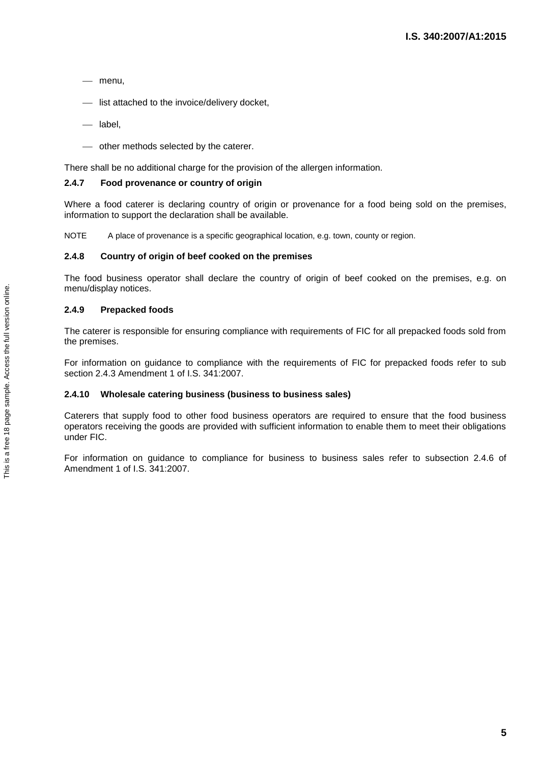- menu,
- list attached to the invoice/delivery docket,
- label,
- other methods selected by the caterer.

There shall be no additional charge for the provision of the allergen information.

### 2.4.7 Food provenance or country of origin

Where a food caterer is declaring country of origin or provenance for a food being sold on the premises, information to support the declaration shall be available.

NOTE A place of provenance is a specific geographical location, e.g. town, county or region.

### 2.4.8 Country of origin of beef cooked on the premises

The food business operator shall declare the country of origin of beef cooked on the premises, e.g. on menu/display notices.

### 2.4.9 Prepacked foods

The caterer is responsible for ensuring compliance with requirements of FIC for all prepacked foods sold from the premises.

For information on guidance to compliance with the requirements of FIC for prepacked foods refer to sub section 2.4.3 Amendment 1 of I.S. 341:2007.

### 2.4.10 Wholesale catering business (business to business sales)

Caterers that supply food to other food business operators are required to ensure that the food business operators receiving the goods are provided with sufficient information to enable them to meet their obligations under FIC.

For information on guidance to compliance for business to business sales refer to subsection 2.4.6 of Amendment 1 of I.S. 341:2007.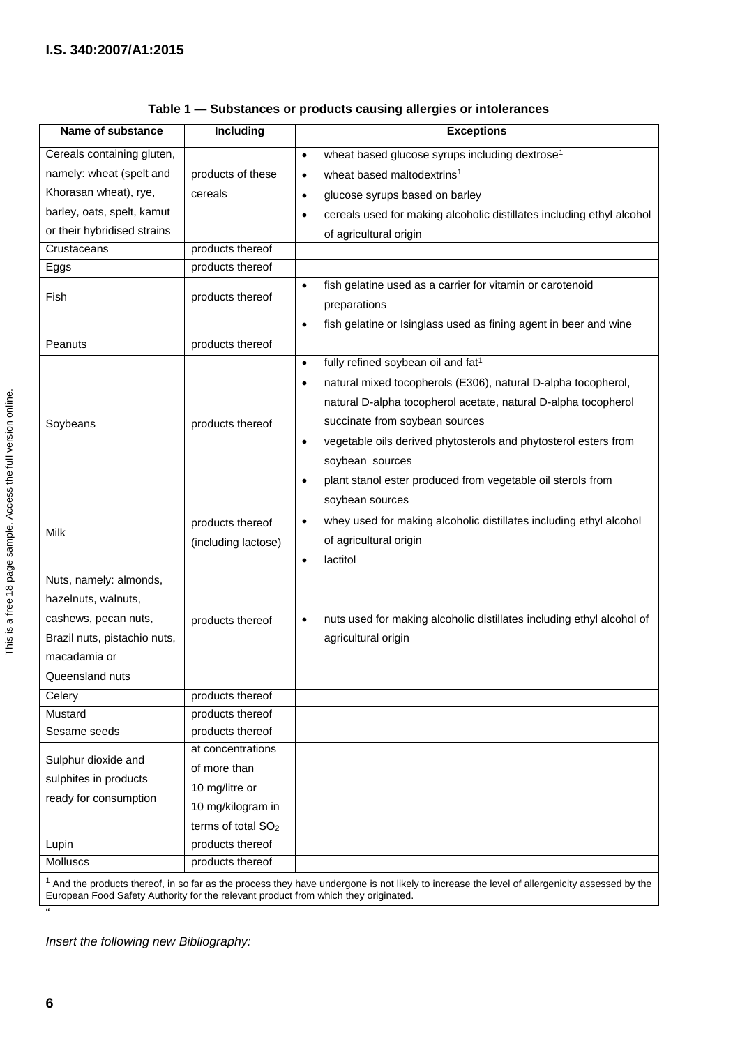**Table 1 — Substances or products causing allergies or intolerances**

| Name of substance | Including | Exceptions |
|---|---|---|
| Cereals containing gluten, namely: wheat (spelt and Khorasan wheat), rye, barley, oats, spelt, kamut or their hybridised strains | products of these cereals | • wheat based glucose syrups including dextrose[1]<br>• wheat based maltodextrins[1]<br>• glucose syrups based on barley<br>• cereals used for making alcoholic distillates including ethyl alcohol of agricultural origin |
| Crustaceans | products thereof | |
| Eggs | products thereof | |
| Fish | products thereof | • fish gelatine used as a carrier for vitamin or carotenoid preparations<br>• fish gelatine or Isinglass used as fining agent in beer and wine |
| Peanuts | products thereof | |
| Soybeans | products thereof | • fully refined soybean oil and fat[1]<br>• natural mixed tocopherols (E306), natural D-alpha tocopherol, natural D-alpha tocopherol acetate, natural D-alpha tocopherol succinate from soybean sources<br>• vegetable oils derived phytosterols and phytosterol esters from soybean sources<br>• plant stanol ester produced from vegetable oil sterols from soybean sources |
| Milk | products thereof (including lactose) | • whey used for making alcoholic distillates including ethyl alcohol of agricultural origin<br>• lactitol |
| Nuts, namely: almonds, hazelnuts, walnuts, cashews, pecan nuts, Brazil nuts, pistachio nuts, macadamia or Queensland nuts | products thereof | • nuts used for making alcoholic distillates including ethyl alcohol of agricultural origin |
| Celery | products thereof | |
| Mustard | products thereof | |
| Sesame seeds | products thereof | |
| Sulphur dioxide and sulphites in products ready for consumption | at concentrations of more than 10 mg/litre or 10 mg/kilogram in terms of total $SO_2$ | |
| Lupin | products thereof | |
| Molluscs | products thereof | |

[1] And the products thereof, in so far as the process they have undergone is not likely to increase the level of allergenicity assessed by the European Food Safety Authority for the relevant product from which they originated.

"

*Insert the following new Bibliography:*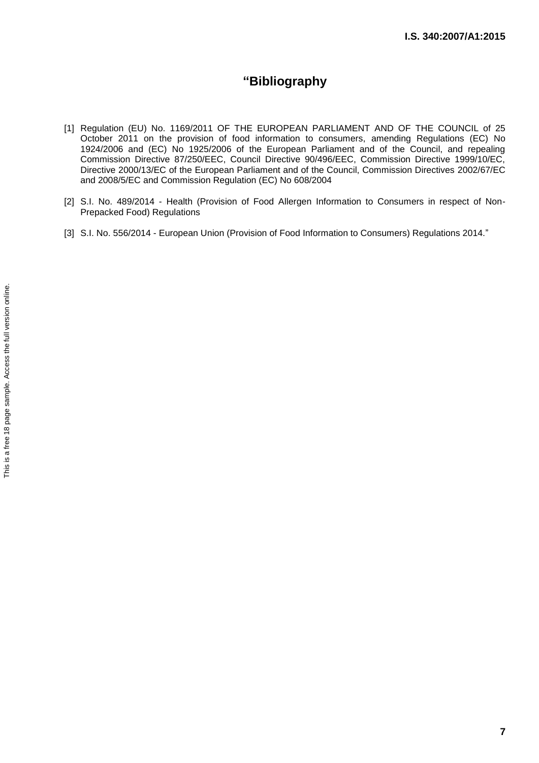# "Bibliography

[1] Regulation (EU) No. 1169/2011 OF THE EUROPEAN PARLIAMENT AND OF THE COUNCIL of 25 October 2011 on the provision of food information to consumers, amending Regulations (EC) No 1924/2006 and (EC) No 1925/2006 of the European Parliament and of the Council, and repealing Commission Directive 87/250/EEC, Council Directive 90/496/EEC, Commission Directive 1999/10/EC, Directive 2000/13/EC of the European Parliament and of the Council, Commission Directives 2002/67/EC and 2008/5/EC and Commission Regulation (EC) No 608/2004

[2] S.I. No. 489/2014 - Health (Provision of Food Allergen Information to Consumers in respect of Non-Prepacked Food) Regulations

[3] S.I. No. 556/2014 - European Union (Provision of Food Information to Consumers) Regulations 2014."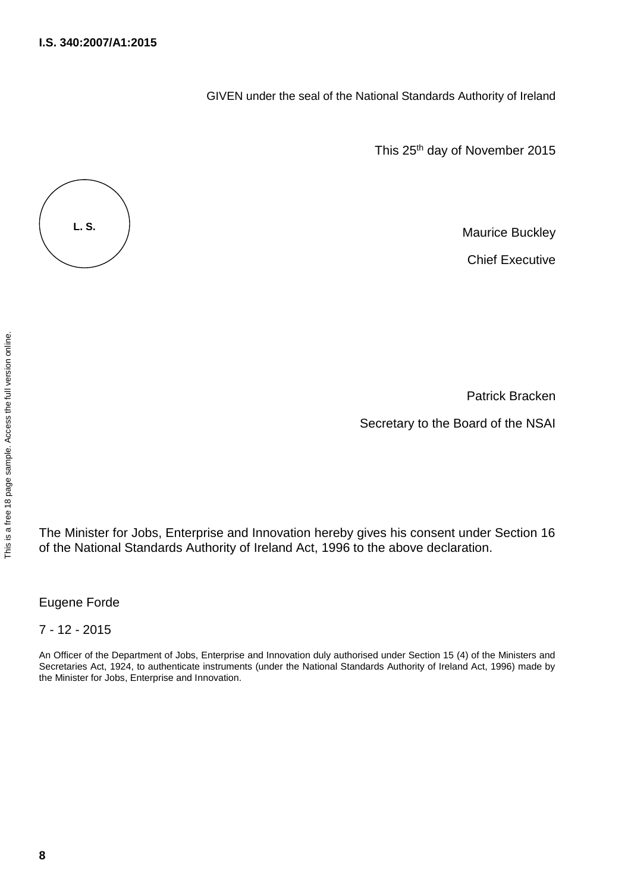GIVEN under the seal of the National Standards Authority of Ireland

This 25th day of November 2015

L. S.

Maurice Buckley

Chief Executive

Patrick Bracken

Secretary to the Board of the NSAI

The Minister for Jobs, Enterprise and Innovation hereby gives his consent under Section 16 of the National Standards Authority of Ireland Act, 1996 to the above declaration.

Eugene Forde

7 - 12 - 2015

An Officer of the Department of Jobs, Enterprise and Innovation duly authorised under Section 15 (4) of the Ministers and Secretaries Act, 1924, to authenticate instruments (under the National Standards Authority of Ireland Act, 1996) made by the Minister for Jobs, Enterprise and Innovation.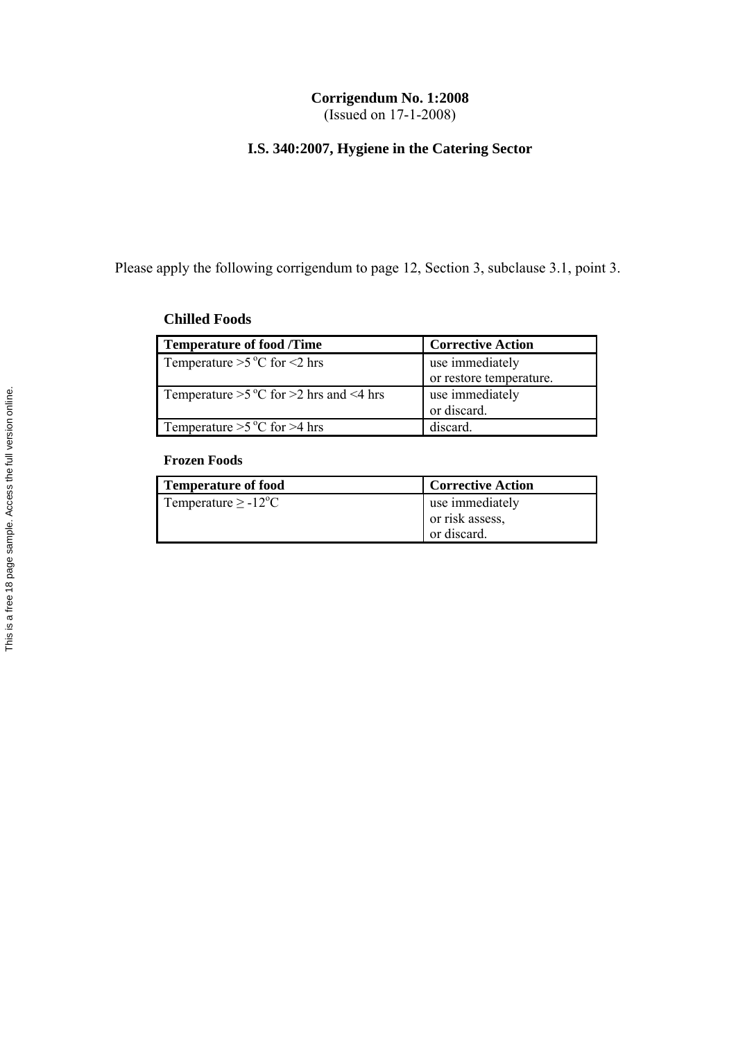**Corrigendum No. 1:2008**
(Issued on 17-1-2008)

**I.S. 340:2007, Hygiene in the Catering Sector**

Please apply the following corrigendum to page 12, Section 3, subclause 3.1, point 3.

**Chilled Foods**

| Temperature of food /Time | Corrective Action |
|---|---|
| Temperature >5 °C for <2 hrs | use immediately<br>or restore temperature. |
| Temperature >5 °C for >2 hrs and <4 hrs | use immediately<br>or discard. |
| Temperature >5 °C for >4 hrs | discard. |

**Frozen Foods**

| Temperature of food | Corrective Action |
|---|---|
| Temperature ≥ -12°C | use immediately<br>or risk assess,<br>or discard. |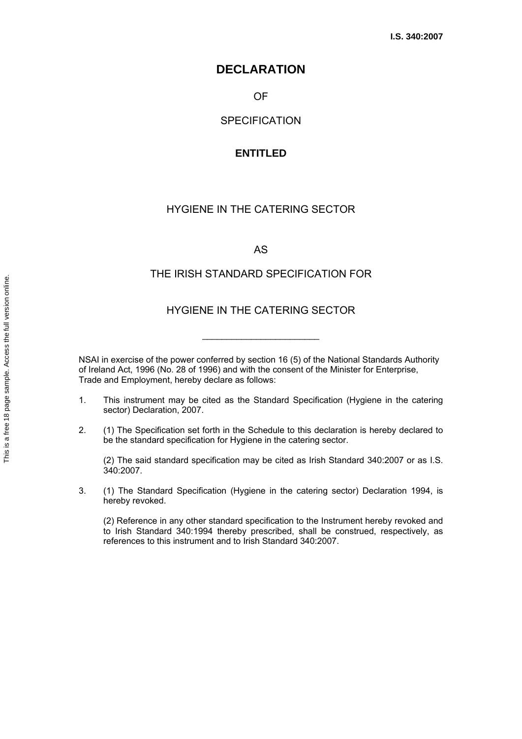# DECLARATION

OF

SPECIFICATION

**ENTITLED**

HYGIENE IN THE CATERING SECTOR

AS

THE IRISH STANDARD SPECIFICATION FOR

HYGIENE IN THE CATERING SECTOR

---

NSAI in exercise of the power conferred by section 16 (5) of the National Standards Authority of Ireland Act, 1996 (No. 28 of 1996) and with the consent of the Minister for Enterprise, Trade and Employment, hereby declare as follows:

1. This instrument may be cited as the Standard Specification (Hygiene in the catering sector) Declaration, 2007.

2. (1) The Specification set forth in the Schedule to this declaration is hereby declared to be the standard specification for Hygiene in the catering sector.

   (2) The said standard specification may be cited as Irish Standard 340:2007 or as I.S. 340:2007.

3. (1) The Standard Specification (Hygiene in the catering sector) Declaration 1994, is hereby revoked.

   (2) Reference in any other standard specification to the Instrument hereby revoked and to Irish Standard 340:1994 thereby prescribed, shall be construed, respectively, as references to this instrument and to Irish Standard 340:2007.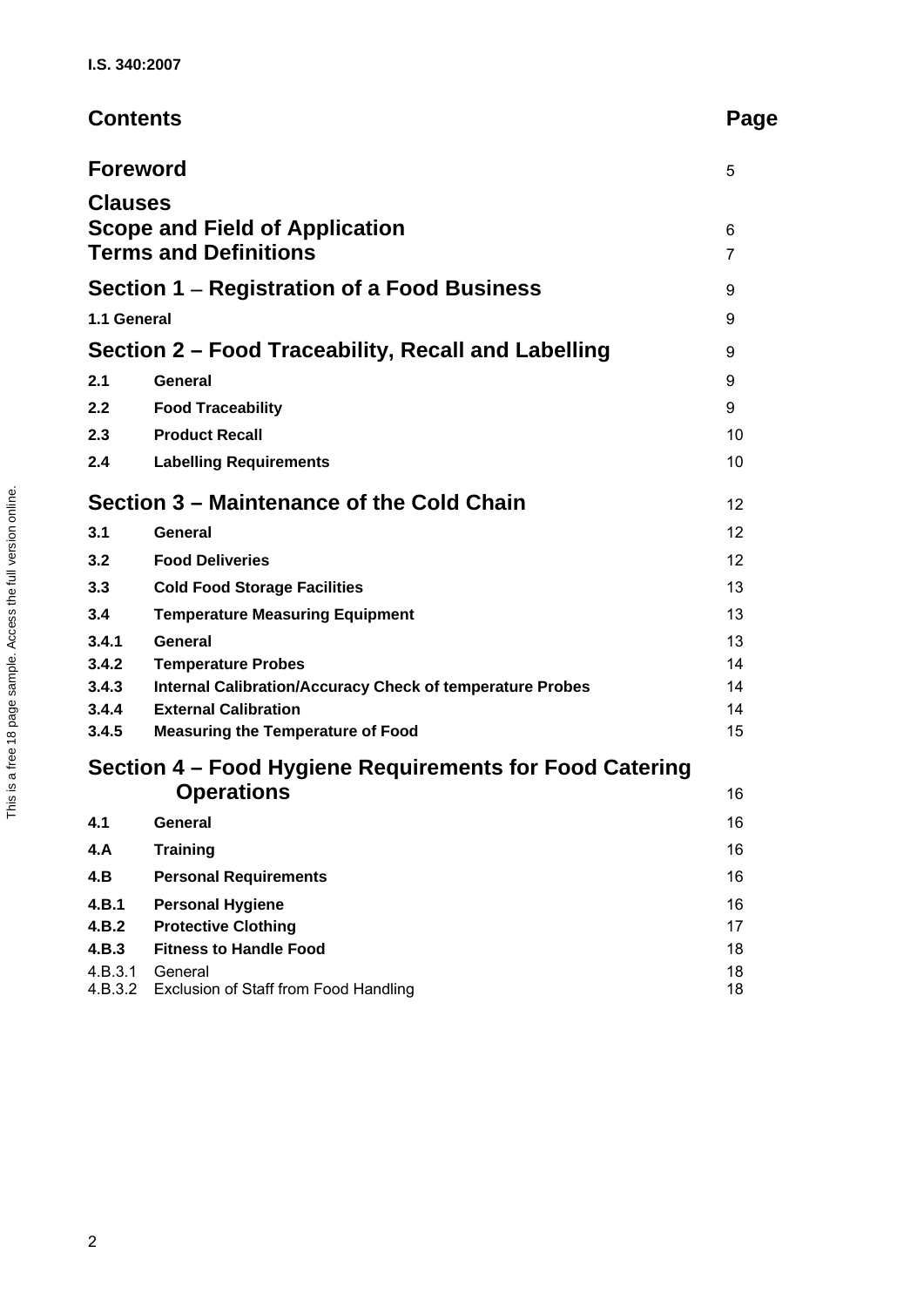# Contents

| | | Page |
|---|---|---|
| **Foreword** | | 5 |
| **Clauses** | | |
| **Scope and Field of Application** | | 6 |
| **Terms and Definitions** | | 7 |
| **Section 1 – Registration of a Food Business** | | 9 |
| **1.1 General** | | 9 |
| **Section 2 – Food Traceability, Recall and Labelling** | | 9 |
| **2.1** | **General** | 9 |
| **2.2** | **Food Traceability** | 9 |
| **2.3** | **Product Recall** | 10 |
| **2.4** | **Labelling Requirements** | 10 |
| **Section 3 – Maintenance of the Cold Chain** | | 12 |
| **3.1** | **General** | 12 |
| **3.2** | **Food Deliveries** | 12 |
| **3.3** | **Cold Food Storage Facilities** | 13 |
| **3.4** | **Temperature Measuring Equipment** | 13 |
| **3.4.1** | **General** | 13 |
| **3.4.2** | **Temperature Probes** | 14 |
| **3.4.3** | **Internal Calibration/Accuracy Check of temperature Probes** | 14 |
| **3.4.4** | **External Calibration** | 14 |
| **3.4.5** | **Measuring the Temperature of Food** | 15 |
| **Section 4 – Food Hygiene Requirements for Food Catering Operations** | | 16 |
| **4.1** | **General** | 16 |
| **4.A** | **Training** | 16 |
| **4.B** | **Personal Requirements** | 16 |
| **4.B.1** | **Personal Hygiene** | 16 |
| **4.B.2** | **Protective Clothing** | 17 |
| **4.B.3** | **Fitness to Handle Food** | 18 |
| 4.B.3.1 | General | 18 |
| 4.B.3.2 | Exclusion of Staff from Food Handling | 18 |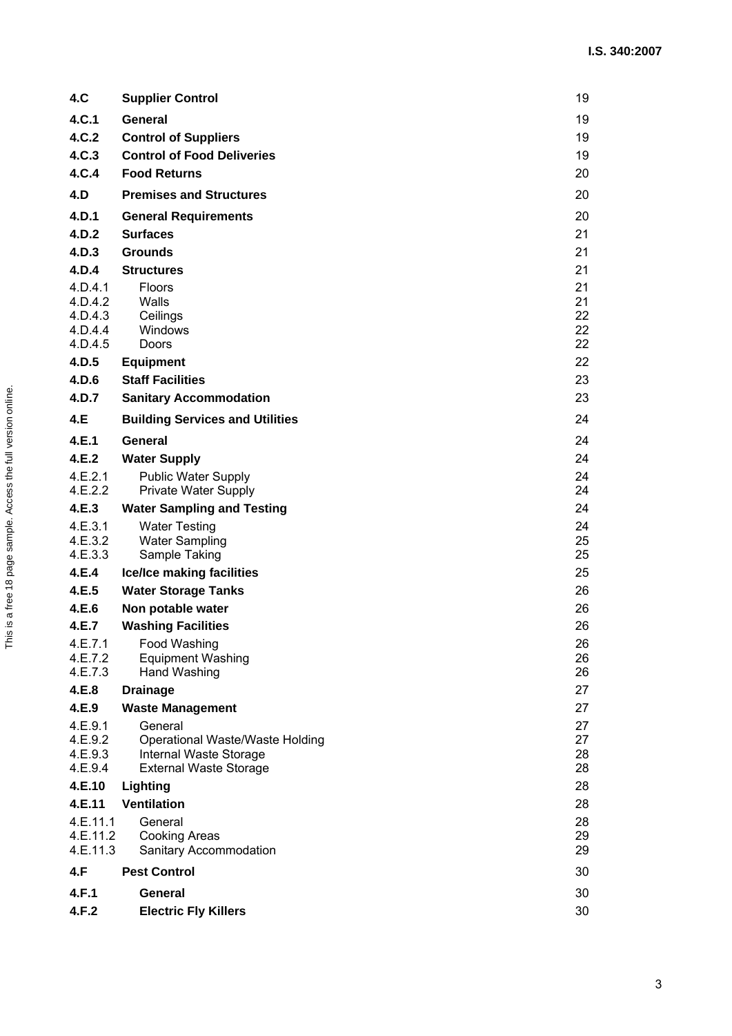| | | |
|---|---|---|
| **4.C** | **Supplier Control** | 19 |
| **4.C.1** | **General** | 19 |
| **4.C.2** | **Control of Suppliers** | 19 |
| **4.C.3** | **Control of Food Deliveries** | 19 |
| **4.C.4** | **Food Returns** | 20 |
| **4.D** | **Premises and Structures** | 20 |
| **4.D.1** | **General Requirements** | 20 |
| **4.D.2** | **Surfaces** | 21 |
| **4.D.3** | **Grounds** | 21 |
| **4.D.4** | **Structures** | 21 |
| 4.D.4.1 | Floors | 21 |
| 4.D.4.2 | Walls | 21 |
| 4.D.4.3 | Ceilings | 22 |
| 4.D.4.4 | Windows | 22 |
| 4.D.4.5 | Doors | 22 |
| **4.D.5** | **Equipment** | 22 |
| **4.D.6** | **Staff Facilities** | 23 |
| **4.D.7** | **Sanitary Accommodation** | 23 |
| **4.E** | **Building Services and Utilities** | 24 |
| **4.E.1** | **General** | 24 |
| **4.E.2** | **Water Supply** | 24 |
| 4.E.2.1 | Public Water Supply | 24 |
| 4.E.2.2 | Private Water Supply | 24 |
| **4.E.3** | **Water Sampling and Testing** | 24 |
| 4.E.3.1 | Water Testing | 24 |
| 4.E.3.2 | Water Sampling | 25 |
| 4.E.3.3 | Sample Taking | 25 |
| **4.E.4** | **Ice/Ice making facilities** | 25 |
| **4.E.5** | **Water Storage Tanks** | 26 |
| **4.E.6** | **Non potable water** | 26 |
| **4.E.7** | **Washing Facilities** | 26 |
| 4.E.7.1 | Food Washing | 26 |
| 4.E.7.2 | Equipment Washing | 26 |
| 4.E.7.3 | Hand Washing | 26 |
| **4.E.8** | **Drainage** | 27 |
| **4.E.9** | **Waste Management** | 27 |
| 4.E.9.1 | General | 27 |
| 4.E.9.2 | Operational Waste/Waste Holding | 27 |
| 4.E.9.3 | Internal Waste Storage | 28 |
| 4.E.9.4 | External Waste Storage | 28 |
| **4.E.10** | **Lighting** | 28 |
| **4.E.11** | **Ventilation** | 28 |
| 4.E.11.1 | General | 28 |
| 4.E.11.2 | Cooking Areas | 29 |
| 4.E.11.3 | Sanitary Accommodation | 29 |
| **4.F** | **Pest Control** | 30 |
| **4.F.1** | **General** | 30 |
| **4.F.2** | **Electric Fly Killers** | 30 |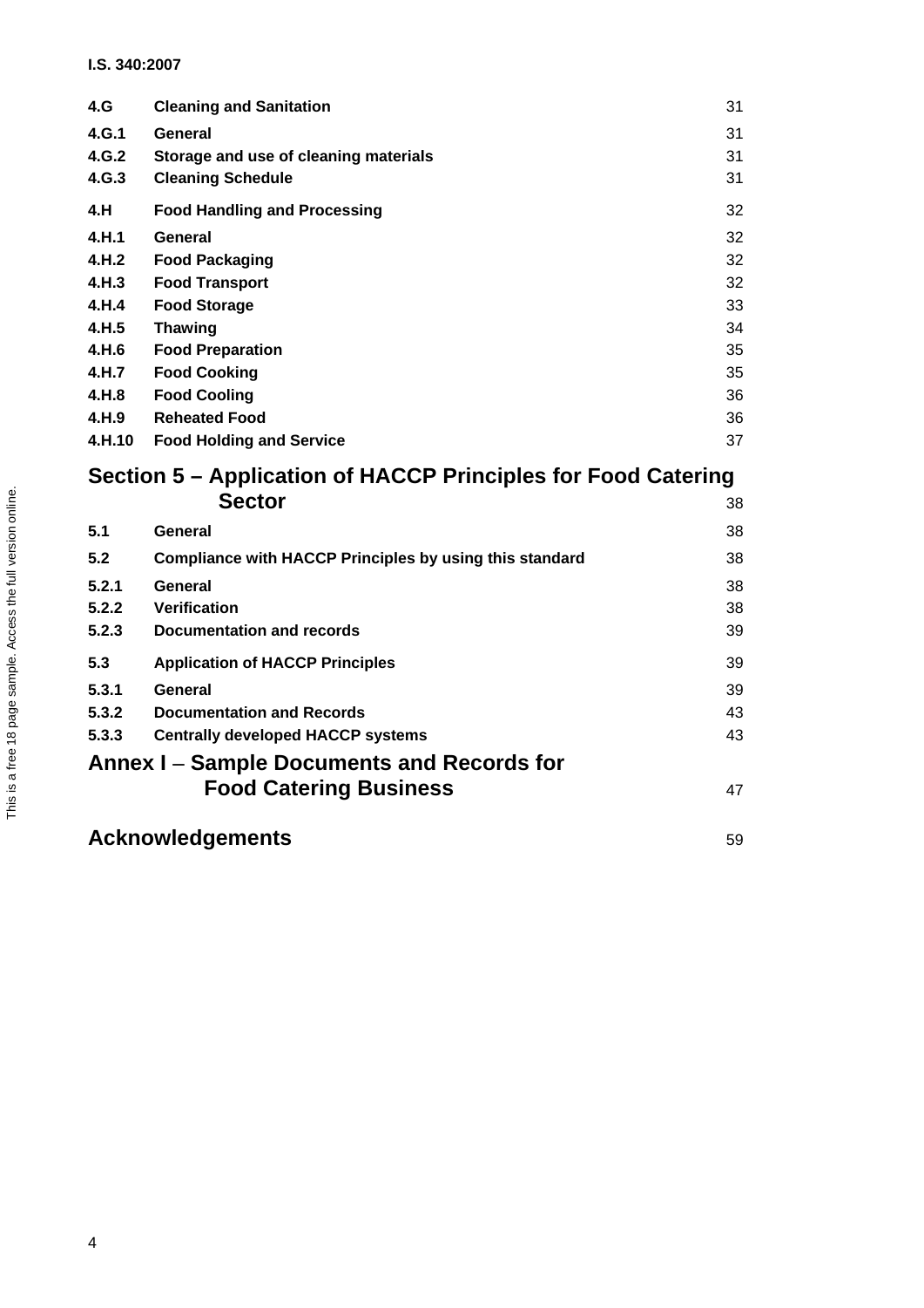| | | |
|---|---|---|
| **4.G** | **Cleaning and Sanitation** | 31 |
| **4.G.1** | **General** | 31 |
| **4.G.2** | **Storage and use of cleaning materials** | 31 |
| **4.G.3** | **Cleaning Schedule** | 31 |
| **4.H** | **Food Handling and Processing** | 32 |
| **4.H.1** | **General** | 32 |
| **4.H.2** | **Food Packaging** | 32 |
| **4.H.3** | **Food Transport** | 32 |
| **4.H.4** | **Food Storage** | 33 |
| **4.H.5** | **Thawing** | 34 |
| **4.H.6** | **Food Preparation** | 35 |
| **4.H.7** | **Food Cooking** | 35 |
| **4.H.8** | **Food Cooling** | 36 |
| **4.H.9** | **Reheated Food** | 36 |
| **4.H.10** | **Food Holding and Service** | 37 |

## Section 5 – Application of HACCP Principles for Food Catering Sector 38

| | | |
|---|---|---|
| **5.1** | **General** | 38 |
| **5.2** | **Compliance with HACCP Principles by using this standard** | 38 |
| **5.2.1** | **General** | 38 |
| **5.2.2** | **Verification** | 38 |
| **5.2.3** | **Documentation and records** | 39 |
| **5.3** | **Application of HACCP Principles** | 39 |
| **5.3.1** | **General** | 39 |
| **5.3.2** | **Documentation and Records** | 43 |
| **5.3.3** | **Centrally developed HACCP systems** | 43 |

## Annex I – Sample Documents and Records for Food Catering Business 47

## Acknowledgements 59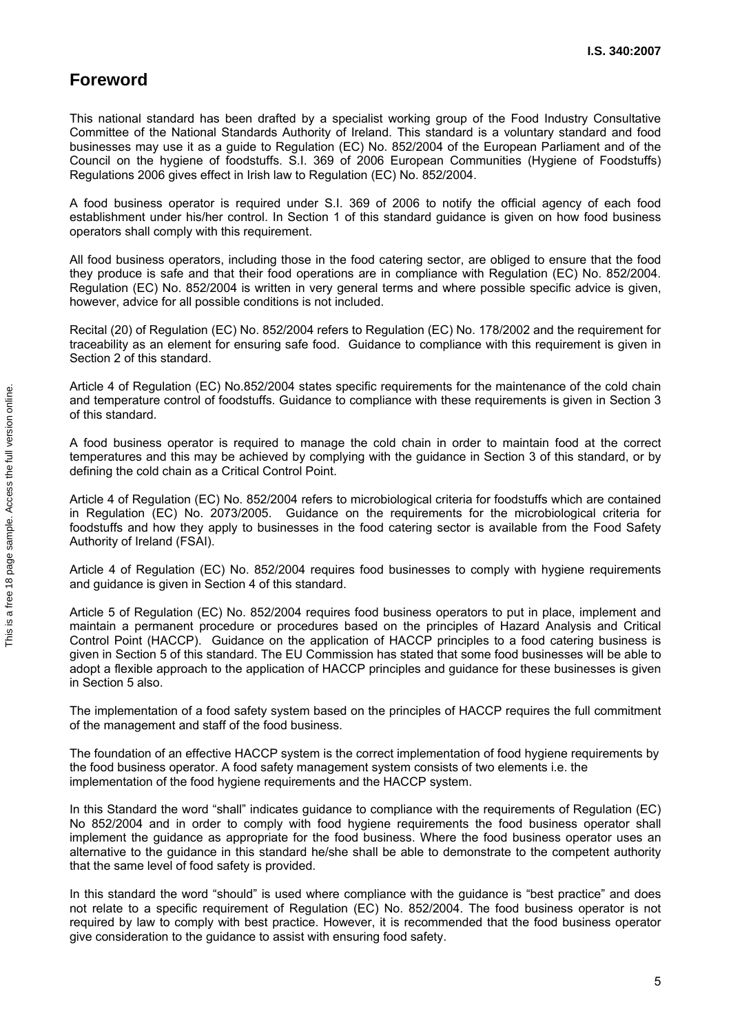# Foreword

This national standard has been drafted by a specialist working group of the Food Industry Consultative Committee of the National Standards Authority of Ireland. This standard is a voluntary standard and food businesses may use it as a guide to Regulation (EC) No. 852/2004 of the European Parliament and of the Council on the hygiene of foodstuffs. S.I. 369 of 2006 European Communities (Hygiene of Foodstuffs) Regulations 2006 gives effect in Irish law to Regulation (EC) No. 852/2004.

A food business operator is required under S.I. 369 of 2006 to notify the official agency of each food establishment under his/her control. In Section 1 of this standard guidance is given on how food business operators shall comply with this requirement.

All food business operators, including those in the food catering sector, are obliged to ensure that the food they produce is safe and that their food operations are in compliance with Regulation (EC) No. 852/2004. Regulation (EC) No. 852/2004 is written in very general terms and where possible specific advice is given, however, advice for all possible conditions is not included.

Recital (20) of Regulation (EC) No. 852/2004 refers to Regulation (EC) No. 178/2002 and the requirement for traceability as an element for ensuring safe food. Guidance to compliance with this requirement is given in Section 2 of this standard.

Article 4 of Regulation (EC) No.852/2004 states specific requirements for the maintenance of the cold chain and temperature control of foodstuffs. Guidance to compliance with these requirements is given in Section 3 of this standard.

A food business operator is required to manage the cold chain in order to maintain food at the correct temperatures and this may be achieved by complying with the guidance in Section 3 of this standard, or by defining the cold chain as a Critical Control Point.

Article 4 of Regulation (EC) No. 852/2004 refers to microbiological criteria for foodstuffs which are contained in Regulation (EC) No. 2073/2005. Guidance on the requirements for the microbiological criteria for foodstuffs and how they apply to businesses in the food catering sector is available from the Food Safety Authority of Ireland (FSAI).

Article 4 of Regulation (EC) No. 852/2004 requires food businesses to comply with hygiene requirements and guidance is given in Section 4 of this standard.

Article 5 of Regulation (EC) No. 852/2004 requires food business operators to put in place, implement and maintain a permanent procedure or procedures based on the principles of Hazard Analysis and Critical Control Point (HACCP). Guidance on the application of HACCP principles to a food catering business is given in Section 5 of this standard. The EU Commission has stated that some food businesses will be able to adopt a flexible approach to the application of HACCP principles and guidance for these businesses is given in Section 5 also.

The implementation of a food safety system based on the principles of HACCP requires the full commitment of the management and staff of the food business.

The foundation of an effective HACCP system is the correct implementation of food hygiene requirements by the food business operator. A food safety management system consists of two elements i.e. the implementation of the food hygiene requirements and the HACCP system.

In this Standard the word "shall" indicates guidance to compliance with the requirements of Regulation (EC) No 852/2004 and in order to comply with food hygiene requirements the food business operator shall implement the guidance as appropriate for the food business. Where the food business operator uses an alternative to the guidance in this standard he/she shall be able to demonstrate to the competent authority that the same level of food safety is provided.

In this standard the word "should" is used where compliance with the guidance is "best practice" and does not relate to a specific requirement of Regulation (EC) No. 852/2004. The food business operator is not required by law to comply with best practice. However, it is recommended that the food business operator give consideration to the guidance to assist with ensuring food safety.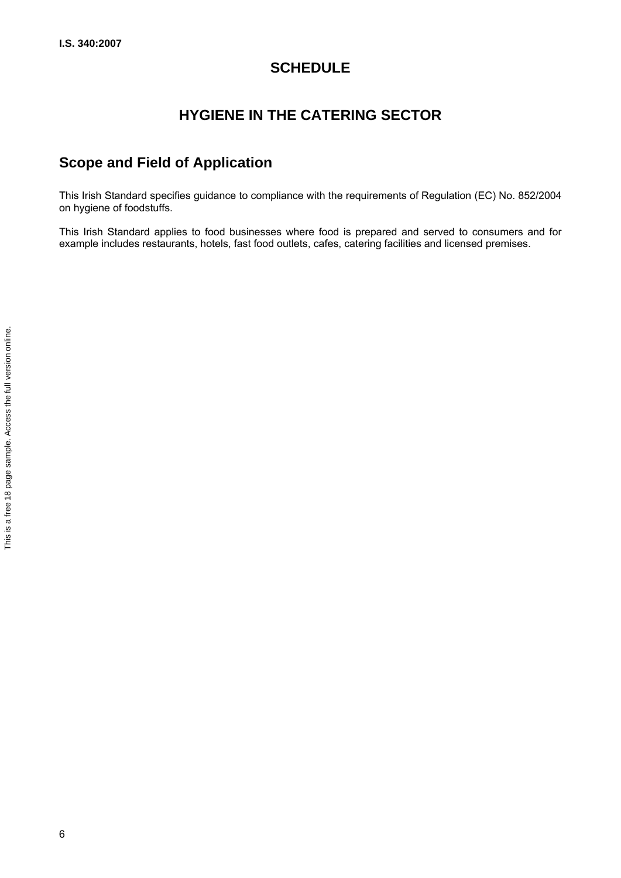# SCHEDULE

# HYGIENE IN THE CATERING SECTOR

## Scope and Field of Application

This Irish Standard specifies guidance to compliance with the requirements of Regulation (EC) No. 852/2004 on hygiene of foodstuffs.

This Irish Standard applies to food businesses where food is prepared and served to consumers and for example includes restaurants, hotels, fast food outlets, cafes, catering facilities and licensed premises.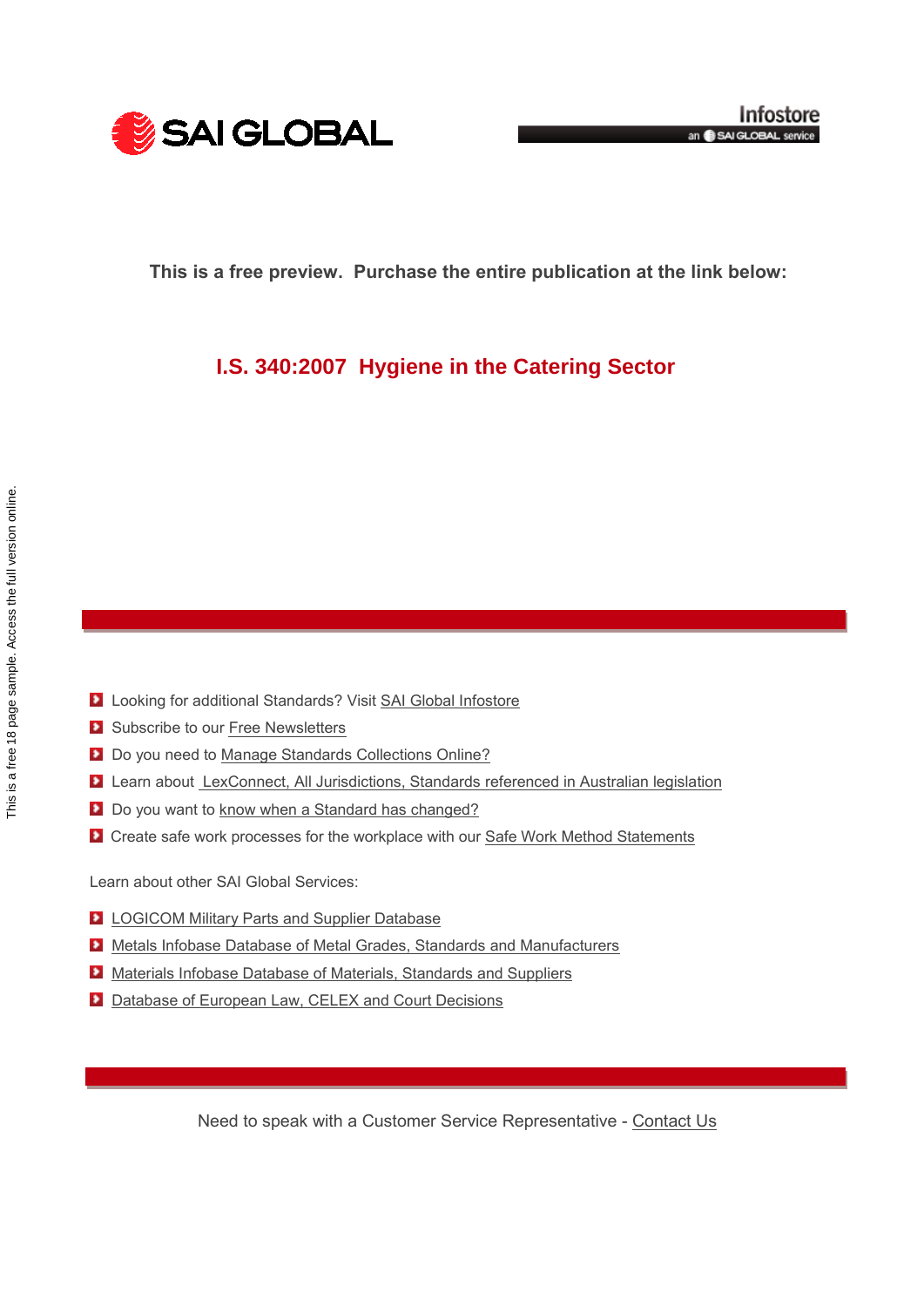This is a free preview. Purchase the entire publication at the link below:

## I.S. 340:2007 Hygiene in the Catering Sector

This is a free 18 page sample. Access the full version online.

- Looking for additional Standards? Visit SAI Global Infostore
- Subscribe to our Free Newsletters
- Do you need to Manage Standards Collections Online?
- Learn about LexConnect, All Jurisdictions, Standards referenced in Australian legislation
- Do you want to know when a Standard has changed?
- Create safe work processes for the workplace with our Safe Work Method Statements

Learn about other SAI Global Services:

- LOGICOM Military Parts and Supplier Database
- Metals Infobase Database of Metal Grades, Standards and Manufacturers
- Materials Infobase Database of Materials, Standards and Suppliers
- Database of European Law, CELEX and Court Decisions

Need to speak with a Customer Service Representative - Contact Us